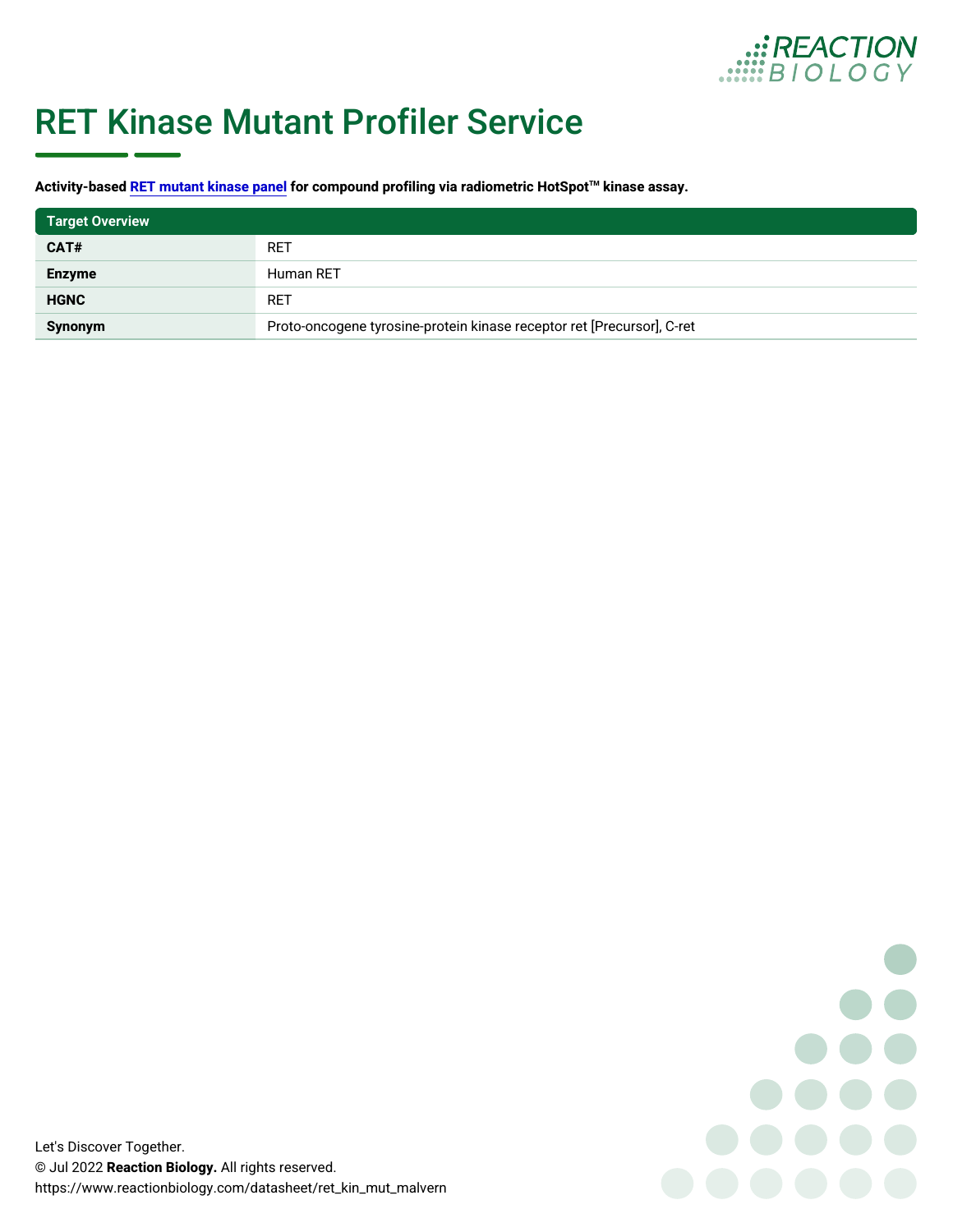# RET Kinase Mutant Profiler Service

**Activity-based [RET mutant kinase panel](RET mutant kinase panel) for compound profiling via radiometric HotSpot™ kinase assay.**

| Target Overview | |
|---|---|
| **CAT#** | RET |
| **Enzyme** | Human RET |
| **HGNC** | RET |
| **Synonym** | Proto-oncogene tyrosine-protein kinase receptor ret [Precursor], C-ret |

Let's Discover Together.
© Jul 2022 **Reaction Biology.** All rights reserved.
https://www.reactionbiology.com/datasheet/ret_kin_mut_malvern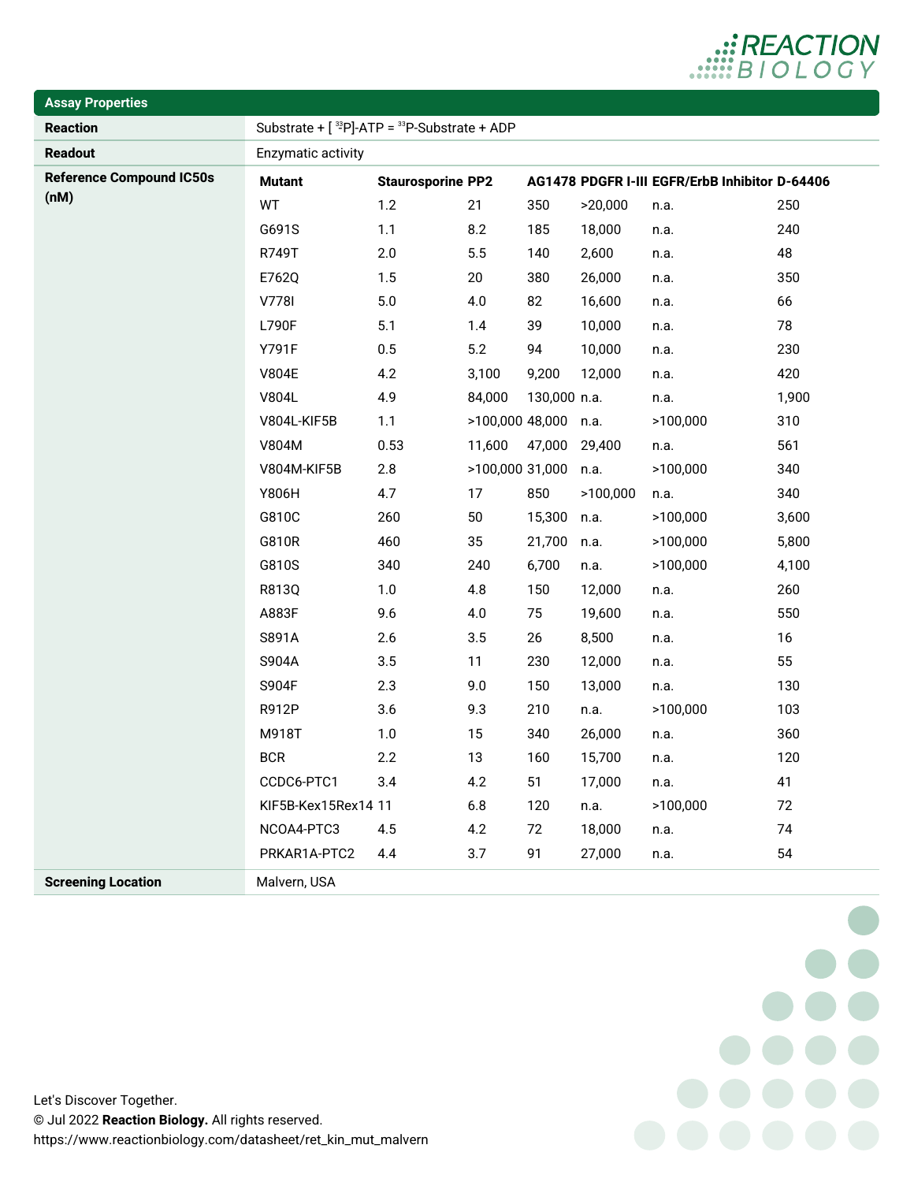| Assay Properties | |
|---|---|
| **Reaction** | Substrate + [ $^{33}$P]-ATP = $^{33}$P-Substrate + ADP |
| **Readout** | Enzymatic activity |
| **Reference Compound IC50s (nM)** | |

| Mutant | Staurosporine | PP2 | AG1478 | PDGFR I-III | EGFR/ErbB Inhibitor | D-64406 |
|---|---|---|---|---|---|---|
| WT | 1.2 | 21 | 350 | >20,000 | n.a. | 250 |
| G691S | 1.1 | 8.2 | 185 | 18,000 | n.a. | 240 |
| R749T | 2.0 | 5.5 | 140 | 2,600 | n.a. | 48 |
| E762Q | 1.5 | 20 | 380 | 26,000 | n.a. | 350 |
| V778I | 5.0 | 4.0 | 82 | 16,600 | n.a. | 66 |
| L790F | 5.1 | 1.4 | 39 | 10,000 | n.a. | 78 |
| Y791F | 0.5 | 5.2 | 94 | 10,000 | n.a. | 230 |
| V804E | 4.2 | 3,100 | 9,200 | 12,000 | n.a. | 420 |
| V804L | 4.9 | 84,000 | 130,000 | n.a. | n.a. | 1,900 |
| V804L-KIF5B | 1.1 | >100,000 | 48,000 | n.a. | >100,000 | 310 |
| V804M | 0.53 | 11,600 | 47,000 | 29,400 | n.a. | 561 |
| V804M-KIF5B | 2.8 | >100,000 | 31,000 | n.a. | >100,000 | 340 |
| Y806H | 4.7 | 17 | 850 | >100,000 | n.a. | 340 |
| G810C | 260 | 50 | 15,300 | n.a. | >100,000 | 3,600 |
| G810R | 460 | 35 | 21,700 | n.a. | >100,000 | 5,800 |
| G810S | 340 | 240 | 6,700 | n.a. | >100,000 | 4,100 |
| R813Q | 1.0 | 4.8 | 150 | 12,000 | n.a. | 260 |
| A883F | 9.6 | 4.0 | 75 | 19,600 | n.a. | 550 |
| S891A | 2.6 | 3.5 | 26 | 8,500 | n.a. | 16 |
| S904A | 3.5 | 11 | 230 | 12,000 | n.a. | 55 |
| S904F | 2.3 | 9.0 | 150 | 13,000 | n.a. | 130 |
| R912P | 3.6 | 9.3 | 210 | n.a. | >100,000 | 103 |
| M918T | 1.0 | 15 | 340 | 26,000 | n.a. | 360 |
| BCR | 2.2 | 13 | 160 | 15,700 | n.a. | 120 |
| CCDC6-PTC1 | 3.4 | 4.2 | 51 | 17,000 | n.a. | 41 |
| KIF5B-Kex15Rex14 | 11 | 6.8 | 120 | n.a. | >100,000 | 72 |
| NCOA4-PTC3 | 4.5 | 4.2 | 72 | 18,000 | n.a. | 74 |
| PRKAR1A-PTC2 | 4.4 | 3.7 | 91 | 27,000 | n.a. | 54 |

| | |
|---|---|
| **Screening Location** | Malvern, USA |

Let's Discover Together.
© Jul 2022 **Reaction Biology.** All rights reserved.
https://www.reactionbiology.com/datasheet/ret_kin_mut_malvern